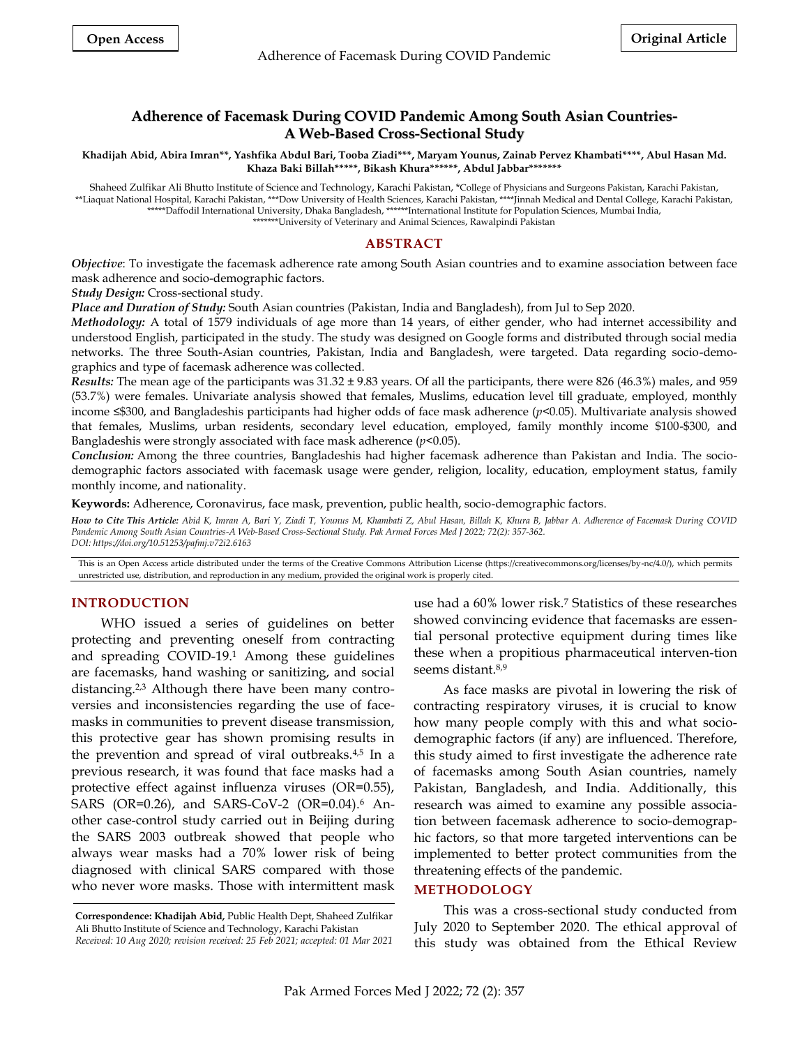Open Access

Original Article

# Adherence of Facemask During COVID Pandemic Among South Asian Countries- A Web-Based Cross-Sectional Study

**Khadijah Abid, Abira Imran\*\*, Yashfika Abdul Bari, Tooba Ziadi\*\*\*, Maryam Younus, Zainab Pervez Khambati\*\*\*\*, Abul Hasan Md. Khaza Baki Billah\*\*\*\*\*, Bikash Khura\*\*\*\*\*\*, Abdul Jabbar\*\*\*\*\*\*\***

Shaheed Zulfikar Ali Bhutto Institute of Science and Technology, Karachi Pakistan, \*College of Physicians and Surgeons Pakistan, Karachi Pakistan, \*\*Liaquat National Hospital, Karachi Pakistan, \*\*\*Dow University of Health Sciences, Karachi Pakistan, \*\*\*\*Jinnah Medical and Dental College, Karachi Pakistan, \*\*\*\*\*Daffodil International University, Dhaka Bangladesh, \*\*\*\*\*\*International Institute for Population Sciences, Mumbai India, \*\*\*\*\*\*\*University of Veterinary and Animal Sciences, Rawalpindi Pakistan

## ABSTRACT

***Objective***: To investigate the facemask adherence rate among South Asian countries and to examine association between face mask adherence and socio-demographic factors.

***Study Design:*** Cross-sectional study.

***Place and Duration of Study:*** South Asian countries (Pakistan, India and Bangladesh), from Jul to Sep 2020.

***Methodology:*** A total of 1579 individuals of age more than 14 years, of either gender, who had internet accessibility and understood English, participated in the study. The study was designed on Google forms and distributed through social media networks. The three South-Asian countries, Pakistan, India and Bangladesh, were targeted. Data regarding socio-demographics and type of facemask adherence was collected.

***Results:*** The mean age of the participants was 31.32 ± 9.83 years. Of all the participants, there were 826 (46.3%) males, and 959 (53.7%) were females. Univariate analysis showed that females, Muslims, education level till graduate, employed, monthly income ≤$300, and Bangladeshis participants had higher odds of face mask adherence ($p<0.05$). Multivariate analysis showed that females, Muslims, urban residents, secondary level education, employed, family monthly income $100-$300, and Bangladeshis were strongly associated with face mask adherence ($p<0.05$).

***Conclusion:*** Among the three countries, Bangladeshis had higher facemask adherence than Pakistan and India. The socio-demographic factors associated with facemask usage were gender, religion, locality, education, employment status, family monthly income, and nationality.

**Keywords:** Adherence, Coronavirus, face mask, prevention, public health, socio-demographic factors.

***How to Cite This Article:*** *Abid K, Imran A, Bari Y, Ziadi T, Younus M, Khambati Z, Abul Hasan, Billah K, Khura B, Jabbar A. Adherence of Facemask During COVID Pandemic Among South Asian Countries-A Web-Based Cross-Sectional Study. Pak Armed Forces Med J 2022; 72(2): 357-362. DOI: https://doi.org/10.51253/pafmj.v72i2.6163*

This is an Open Access article distributed under the terms of the Creative Commons Attribution License (https://creativecommons.org/licenses/by-nc/4.0/), which permits unrestricted use, distribution, and reproduction in any medium, provided the original work is properly cited.

## INTRODUCTION

WHO issued a series of guidelines on better protecting and preventing oneself from contracting and spreading COVID-19.[1] Among these guidelines are facemasks, hand washing or sanitizing, and social distancing.[2,3] Although there have been many controversies and inconsistencies regarding the use of facemasks in communities to prevent disease transmission, this protective gear has shown promising results in the prevention and spread of viral outbreaks.[4,5] In a previous research, it was found that face masks had a protective effect against influenza viruses (OR=0.55), SARS (OR=0.26), and SARS-CoV-2 (OR=0.04).[6] Another case-control study carried out in Beijing during the SARS 2003 outbreak showed that people who always wear masks had a 70% lower risk of being diagnosed with clinical SARS compared with those who never wore masks. Those with intermittent mask use had a 60% lower risk.[7] Statistics of these researches showed convincing evidence that facemasks are essential personal protective equipment during times like these when a propitious pharmaceutical interven-tion seems distant.[8,9]

As face masks are pivotal in lowering the risk of contracting respiratory viruses, it is crucial to know how many people comply with this and what socio-demographic factors (if any) are influenced. Therefore, this study aimed to first investigate the adherence rate of facemasks among South Asian countries, namely Pakistan, Bangladesh, and India. Additionally, this research was aimed to examine any possible association between facemask adherence to socio-demographic factors, so that more targeted interventions can be implemented to better protect communities from the threatening effects of the pandemic.

## METHODOLOGY

This was a cross-sectional study conducted from July 2020 to September 2020. The ethical approval of this study was obtained from the Ethical Review

**Correspondence: Khadijah Abid,** Public Health Dept, Shaheed Zulfikar Ali Bhutto Institute of Science and Technology, Karachi Pakistan
*Received: 10 Aug 2020; revision received: 25 Feb 2021; accepted: 01 Mar 2021*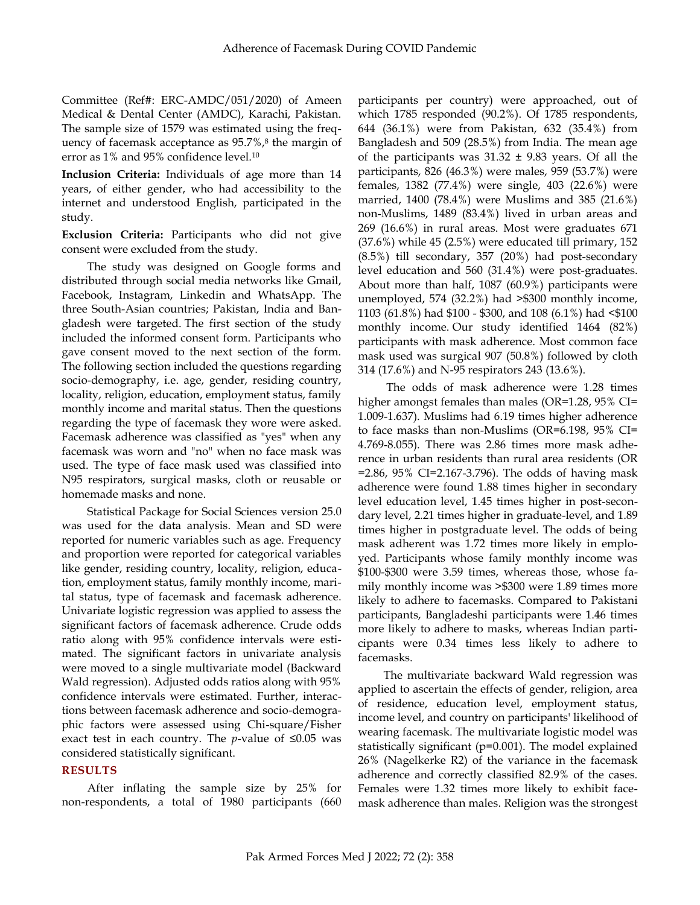Committee (Ref#: ERC-AMDC/051/2020) of Ameen Medical & Dental Center (AMDC), Karachi, Pakistan. The sample size of 1579 was estimated using the frequency of facemask acceptance as 95.7%,[8] the margin of error as 1% and 95% confidence level.[10]

**Inclusion Criteria:** Individuals of age more than 14 years, of either gender, who had accessibility to the internet and understood English, participated in the study.

**Exclusion Criteria:** Participants who did not give consent were excluded from the study.

The study was designed on Google forms and distributed through social media networks like Gmail, Facebook, Instagram, Linkedin and WhatsApp. The three South-Asian countries; Pakistan, India and Bangladesh were targeted. The first section of the study included the informed consent form. Participants who gave consent moved to the next section of the form. The following section included the questions regarding socio-demography, i.e. age, gender, residing country, locality, religion, education, employment status, family monthly income and marital status. Then the questions regarding the type of facemask they wore were asked. Facemask adherence was classified as "yes" when any facemask was worn and "no" when no face mask was used. The type of face mask used was classified into N95 respirators, surgical masks, cloth or reusable or homemade masks and none.

Statistical Package for Social Sciences version 25.0 was used for the data analysis. Mean and SD were reported for numeric variables such as age. Frequency and proportion were reported for categorical variables like gender, residing country, locality, religion, education, employment status, family monthly income, marital status, type of facemask and facemask adherence. Univariate logistic regression was applied to assess the significant factors of facemask adherence. Crude odds ratio along with 95% confidence intervals were estimated. The significant factors in univariate analysis were moved to a single multivariate model (Backward Wald regression). Adjusted odds ratios along with 95% confidence intervals were estimated. Further, interactions between facemask adherence and socio-demographic factors were assessed using Chi-square/Fisher exact test in each country. The *p*-value of ≤0.05 was considered statistically significant.

## RESULTS

After inflating the sample size by 25% for non-respondents, a total of 1980 participants (660 participants per country) were approached, out of which 1785 responded (90.2%). Of 1785 respondents, 644 (36.1%) were from Pakistan, 632 (35.4%) from Bangladesh and 509 (28.5%) from India. The mean age of the participants was 31.32 ± 9.83 years. Of all the participants, 826 (46.3%) were males, 959 (53.7%) were females, 1382 (77.4%) were single, 403 (22.6%) were married, 1400 (78.4%) were Muslims and 385 (21.6%) non-Muslims, 1489 (83.4%) lived in urban areas and 269 (16.6%) in rural areas. Most were graduates 671 (37.6%) while 45 (2.5%) were educated till primary, 152 (8.5%) till secondary, 357 (20%) had post-secondary level education and 560 (31.4%) were post-graduates. About more than half, 1087 (60.9%) participants were unemployed, 574 (32.2%) had >$300 monthly income, 1103 (61.8%) had $100 - $300, and 108 (6.1%) had <$100 monthly income. Our study identified 1464 (82%) participants with mask adherence. Most common face mask used was surgical 907 (50.8%) followed by cloth 314 (17.6%) and N-95 respirators 243 (13.6%).

The odds of mask adherence were 1.28 times higher amongst females than males (OR=1.28, 95% CI= 1.009-1.637). Muslims had 6.19 times higher adherence to face masks than non-Muslims (OR=6.198, 95% CI= 4.769-8.055). There was 2.86 times more mask adherence in urban residents than rural area residents (OR =2.86, 95% CI=2.167-3.796). The odds of having mask adherence were found 1.88 times higher in secondary level education level, 1.45 times higher in post-secondary level, 2.21 times higher in graduate-level, and 1.89 times higher in postgraduate level. The odds of being mask adherent was 1.72 times more likely in employed. Participants whose family monthly income was $100-$300 were 3.59 times, whereas those, whose family monthly income was >$300 were 1.89 times more likely to adhere to facemasks. Compared to Pakistani participants, Bangladeshi participants were 1.46 times more likely to adhere to masks, whereas Indian participants were 0.34 times less likely to adhere to facemasks.

The multivariate backward Wald regression was applied to ascertain the effects of gender, religion, area of residence, education level, employment status, income level, and country on participants' likelihood of wearing facemask. The multivariate logistic model was statistically significant (p=0.001). The model explained 26% (Nagelkerke R2) of the variance in the facemask adherence and correctly classified 82.9% of the cases. Females were 1.32 times more likely to exhibit facemask adherence than males. Religion was the strongest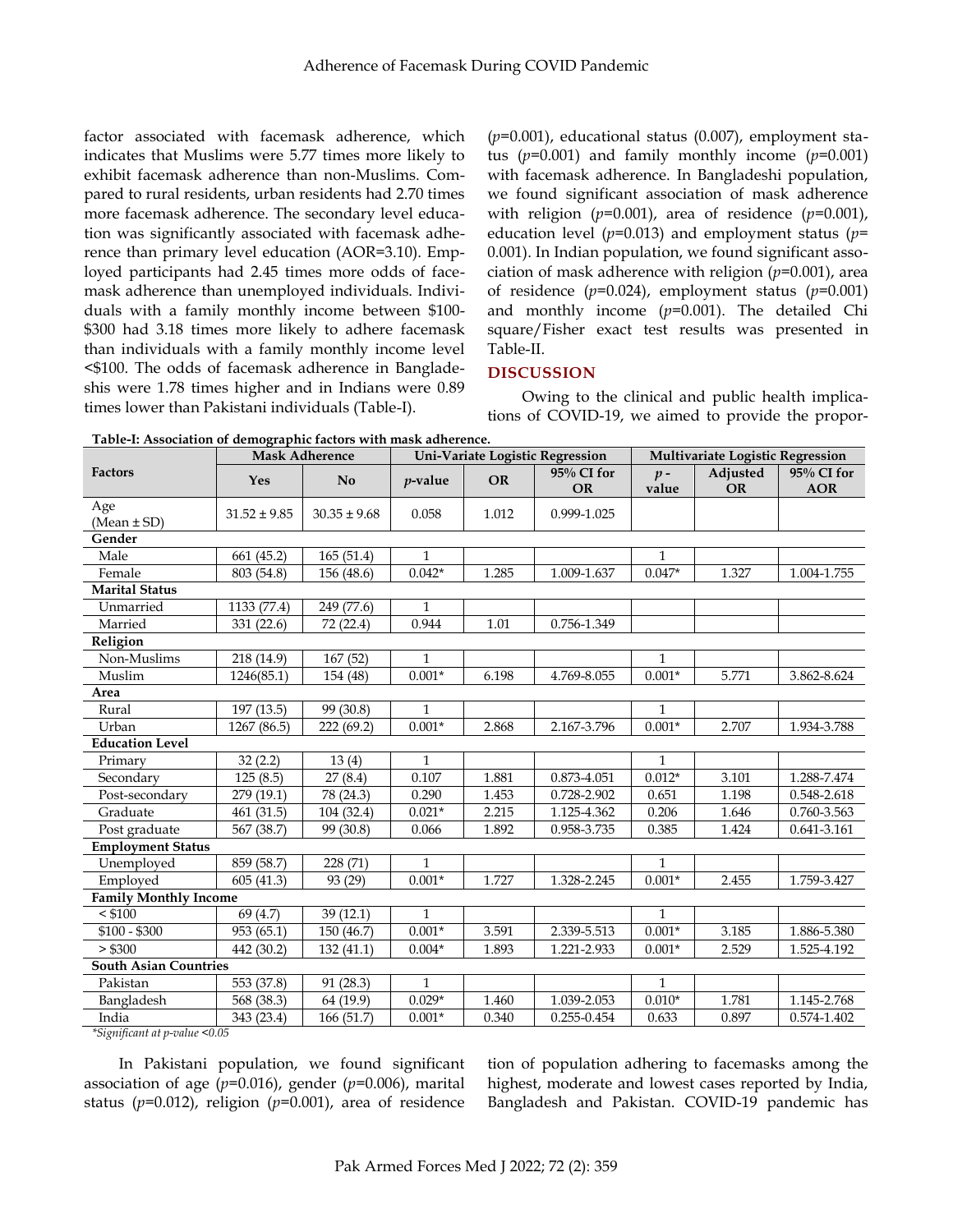factor associated with facemask adherence, which indicates that Muslims were 5.77 times more likely to exhibit facemask adherence than non-Muslims. Compared to rural residents, urban residents had 2.70 times more facemask adherence. The secondary level education was significantly associated with facemask adherence than primary level education (AOR=3.10). Employed participants had 2.45 times more odds of facemask adherence than unemployed individuals. Individuals with a family monthly income between $100-$300 had 3.18 times more likely to adhere facemask than individuals with a family monthly income level <$100. The odds of facemask adherence in Bangladeshis were 1.78 times higher and in Indians were 0.89 times lower than Pakistani individuals (Table-I).

**Table-I: Association of demographic factors with mask adherence.**

| Factors | Mask Adherence | | Uni-Variate Logistic Regression | | | Multivariate Logistic Regression | | |
|---|---|---|---|---|---|---|---|---|
| | Yes | No | *p*-value | OR | 95% CI for OR | *p*-value | Adjusted OR | 95% CI for AOR |
| Age (Mean ± SD) | 31.52 ± 9.85 | 30.35 ± 9.68 | 0.058 | 1.012 | 0.999-1.025 | | | |
| **Gender** | | | | | | | | |
| Male | 661 (45.2) | 165 (51.4) | 1 | | | 1 | | |
| Female | 803 (54.8) | 156 (48.6) | 0.042* | 1.285 | 1.009-1.637 | 0.047* | 1.327 | 1.004-1.755 |
| **Marital Status** | | | | | | | | |
| Unmarried | 1133 (77.4) | 249 (77.6) | 1 | | | | | |
| Married | 331 (22.6) | 72 (22.4) | 0.944 | 1.01 | 0.756-1.349 | | | |
| **Religion** | | | | | | | | |
| Non-Muslims | 218 (14.9) | 167 (52) | 1 | | | 1 | | |
| Muslim | 1246(85.1) | 154 (48) | 0.001* | 6.198 | 4.769-8.055 | 0.001* | 5.771 | 3.862-8.624 |
| **Area** | | | | | | | | |
| Rural | 197 (13.5) | 99 (30.8) | 1 | | | 1 | | |
| Urban | 1267 (86.5) | 222 (69.2) | 0.001* | 2.868 | 2.167-3.796 | 0.001* | 2.707 | 1.934-3.788 |
| **Education Level** | | | | | | | | |
| Primary | 32 (2.2) | 13 (4) | 1 | | | 1 | | |
| Secondary | 125 (8.5) | 27 (8.4) | 0.107 | 1.881 | 0.873-4.051 | 0.012* | 3.101 | 1.288-7.474 |
| Post-secondary | 279 (19.1) | 78 (24.3) | 0.290 | 1.453 | 0.728-2.902 | 0.651 | 1.198 | 0.548-2.618 |
| Graduate | 461 (31.5) | 104 (32.4) | 0.021* | 2.215 | 1.125-4.362 | 0.206 | 1.646 | 0.760-3.563 |
| Post graduate | 567 (38.7) | 99 (30.8) | 0.066 | 1.892 | 0.958-3.735 | 0.385 | 1.424 | 0.641-3.161 |
| **Employment Status** | | | | | | | | |
| Unemployed | 859 (58.7) | 228 (71) | 1 | | | 1 | | |
| Employed | 605 (41.3) | 93 (29) | 0.001* | 1.727 | 1.328-2.245 | 0.001* | 2.455 | 1.759-3.427 |
| **Family Monthly Income** | | | | | | | | |
| < $100 | 69 (4.7) | 39 (12.1) | 1 | | | 1 | | |
| $100 - $300 | 953 (65.1) | 150 (46.7) | 0.001* | 3.591 | 2.339-5.513 | 0.001* | 3.185 | 1.886-5.380 |
| > $300 | 442 (30.2) | 132 (41.1) | 0.004* | 1.893 | 1.221-2.933 | 0.001* | 2.529 | 1.525-4.192 |
| **South Asian Countries** | | | | | | | | |
| Pakistan | 553 (37.8) | 91 (28.3) | 1 | | | 1 | | |
| Bangladesh | 568 (38.3) | 64 (19.9) | 0.029* | 1.460 | 1.039-2.053 | 0.010* | 1.781 | 1.145-2.768 |
| India | 343 (23.4) | 166 (51.7) | 0.001* | 0.340 | 0.255-0.454 | 0.633 | 0.897 | 0.574-1.402 |

*\*Significant at p-value <0.05*

In Pakistani population, we found significant association of age (*p*=0.016), gender (*p*=0.006), marital status (*p*=0.012), religion (*p*=0.001), area of residence (*p*=0.001), educational status (0.007), employment status (*p*=0.001) and family monthly income (*p*=0.001) with facemask adherence. In Bangladeshi population, we found significant association of mask adherence with religion (*p*=0.001), area of residence (*p*=0.001), education level (*p*=0.013) and employment status (*p*= 0.001). In Indian population, we found significant association of mask adherence with religion (*p*=0.001), area of residence (*p*=0.024), employment status (*p*=0.001) and monthly income (*p*=0.001). The detailed Chi square/Fisher exact test results was presented in Table-II.

## DISCUSSION

Owing to the clinical and public health implications of COVID-19, we aimed to provide the proportion of population adhering to facemasks among the highest, moderate and lowest cases reported by India, Bangladesh and Pakistan. COVID-19 pandemic has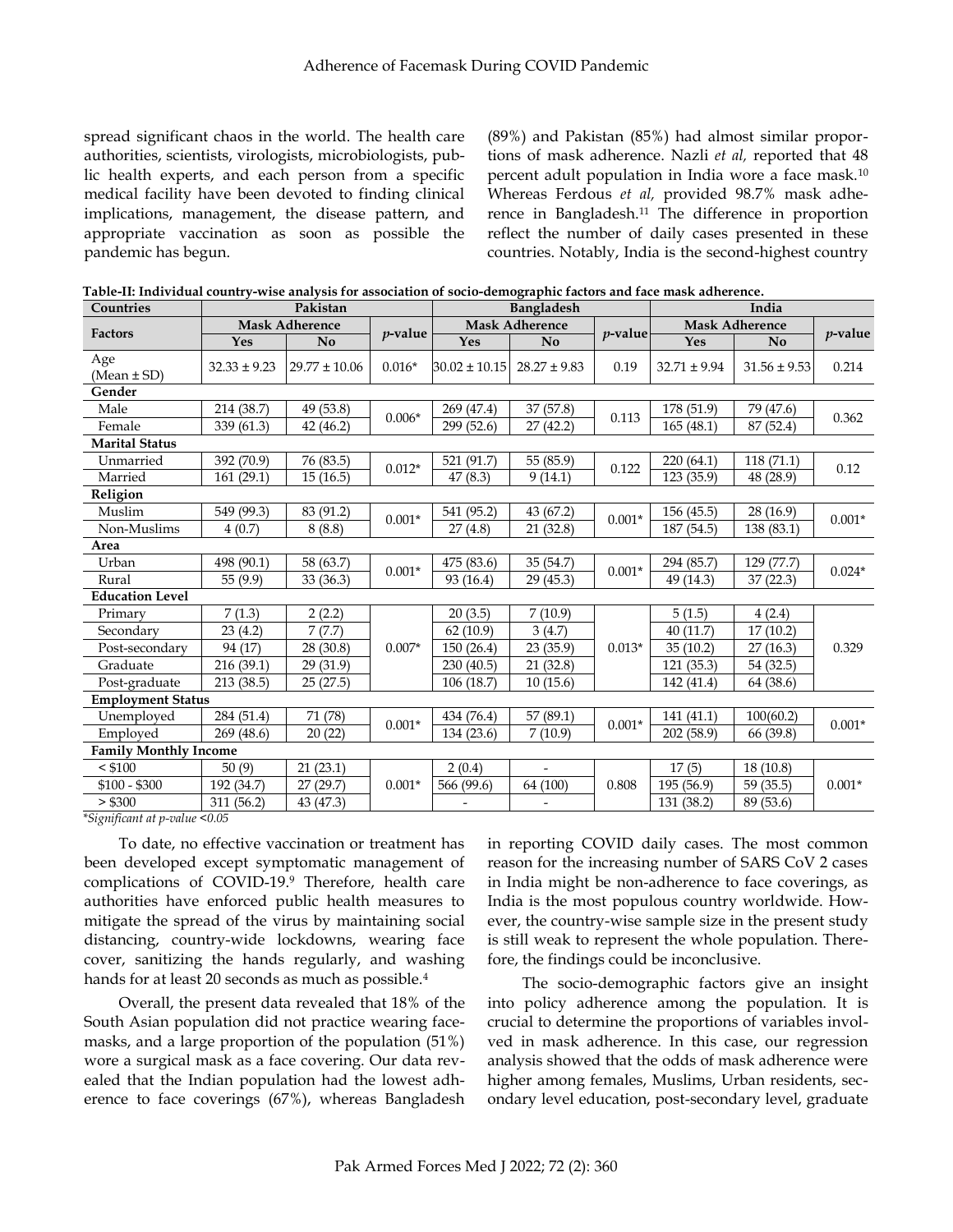spread significant chaos in the world. The health care authorities, scientists, virologists, microbiologists, public health experts, and each person from a specific medical facility have been devoted to finding clinical implications, management, the disease pattern, and appropriate vaccination as soon as possible the pandemic has begun.

(89%) and Pakistan (85%) had almost similar proportions of mask adherence. Nazli *et al,* reported that 48 percent adult population in India wore a face mask.[10] Whereas Ferdous *et al,* provided 98.7% mask adherence in Bangladesh.[11] The difference in proportion reflect the number of daily cases presented in these countries. Notably, India is the second-highest country in reporting COVID daily cases. The most common reason for the increasing number of SARS CoV 2 cases in India might be non-adherence to face coverings, as India is the most populous country worldwide. However, the country-wise sample size in the present study is still weak to represent the whole population. Therefore, the findings could be inconclusive.

**Table-II: Individual country-wise analysis for association of socio-demographic factors and face mask adherence.**

| Countries | Pakistan | | | Bangladesh | | | India | | |
|---|---|---|---|---|---|---|---|---|---|
| Factors | Mask Adherence | | *p*-value | Mask Adherence | | *p*-value | Mask Adherence | | *p*-value |
| | Yes | No | | Yes | No | | Yes | No | |
| Age (Mean ± SD) | 32.33 ± 9.23 | 29.77 ± 10.06 | 0.016* | 30.02 ± 10.15 | 28.27 ± 9.83 | 0.19 | 32.71 ± 9.94 | 31.56 ± 9.53 | 0.214 |
| **Gender** | | | | | | | | | |
| Male | 214 (38.7) | 49 (53.8) | 0.006* | 269 (47.4) | 37 (57.8) | 0.113 | 178 (51.9) | 79 (47.6) | 0.362 |
| Female | 339 (61.3) | 42 (46.2) | | 299 (52.6) | 27 (42.2) | | 165 (48.1) | 87 (52.4) | |
| **Marital Status** | | | | | | | | | |
| Unmarried | 392 (70.9) | 76 (83.5) | 0.012* | 521 (91.7) | 55 (85.9) | 0.122 | 220 (64.1) | 118 (71.1) | 0.12 |
| Married | 161 (29.1) | 15 (16.5) | | 47 (8.3) | 9 (14.1) | | 123 (35.9) | 48 (28.9) | |
| **Religion** | | | | | | | | | |
| Muslim | 549 (99.3) | 83 (91.2) | 0.001* | 541 (95.2) | 43 (67.2) | 0.001* | 156 (45.5) | 28 (16.9) | 0.001* |
| Non-Muslims | 4 (0.7) | 8 (8.8) | | 27 (4.8) | 21 (32.8) | | 187 (54.5) | 138 (83.1) | |
| **Area** | | | | | | | | | |
| Urban | 498 (90.1) | 58 (63.7) | 0.001* | 475 (83.6) | 35 (54.7) | 0.001* | 294 (85.7) | 129 (77.7) | 0.024* |
| Rural | 55 (9.9) | 33 (36.3) | | 93 (16.4) | 29 (45.3) | | 49 (14.3) | 37 (22.3) | |
| **Education Level** | | | | | | | | | |
| Primary | 7 (1.3) | 2 (2.2) | 0.007* | 20 (3.5) | 7 (10.9) | 0.013* | 5 (1.5) | 4 (2.4) | 0.329 |
| Secondary | 23 (4.2) | 7 (7.7) | | 62 (10.9) | 3 (4.7) | | 40 (11.7) | 17 (10.2) | |
| Post-secondary | 94 (17) | 28 (30.8) | | 150 (26.4) | 23 (35.9) | | 35 (10.2) | 27 (16.3) | |
| Graduate | 216 (39.1) | 29 (31.9) | | 230 (40.5) | 21 (32.8) | | 121 (35.3) | 54 (32.5) | |
| Post-graduate | 213 (38.5) | 25 (27.5) | | 106 (18.7) | 10 (15.6) | | 142 (41.4) | 64 (38.6) | |
| **Employment Status** | | | | | | | | | |
| Unemployed | 284 (51.4) | 71 (78) | 0.001* | 434 (76.4) | 57 (89.1) | 0.001* | 141 (41.1) | 100(60.2) | 0.001* |
| Employed | 269 (48.6) | 20 (22) | | 134 (23.6) | 7 (10.9) | | 202 (58.9) | 66 (39.8) | |
| **Family Monthly Income** | | | | | | | | | |
| < $100 | 50 (9) | 21 (23.1) | 0.001* | 2 (0.4) | - | 0.808 | 17 (5) | 18 (10.8) | 0.001* |
| $100 - $300 | 192 (34.7) | 27 (29.7) | | 566 (99.6) | 64 (100) | | 195 (56.9) | 59 (35.5) | |
| > $300 | 311 (56.2) | 43 (47.3) | | - | - | | 131 (38.2) | 89 (53.6) | |

*\*Significant at p-value <0.05*

To date, no effective vaccination or treatment has been developed except symptomatic management of complications of COVID-19.[9] Therefore, health care authorities have enforced public health measures to mitigate the spread of the virus by maintaining social distancing, country-wide lockdowns, wearing face cover, sanitizing the hands regularly, and washing hands for at least 20 seconds as much as possible.[4]

Overall, the present data revealed that 18% of the South Asian population did not practice wearing facemasks, and a large proportion of the population (51%) wore a surgical mask as a face covering. Our data revealed that the Indian population had the lowest adherence to face coverings (67%), whereas Bangladesh

The socio-demographic factors give an insight into policy adherence among the population. It is crucial to determine the proportions of variables involved in mask adherence. In this case, our regression analysis showed that the odds of mask adherence were higher among females, Muslims, Urban residents, secondary level education, post-secondary level, graduate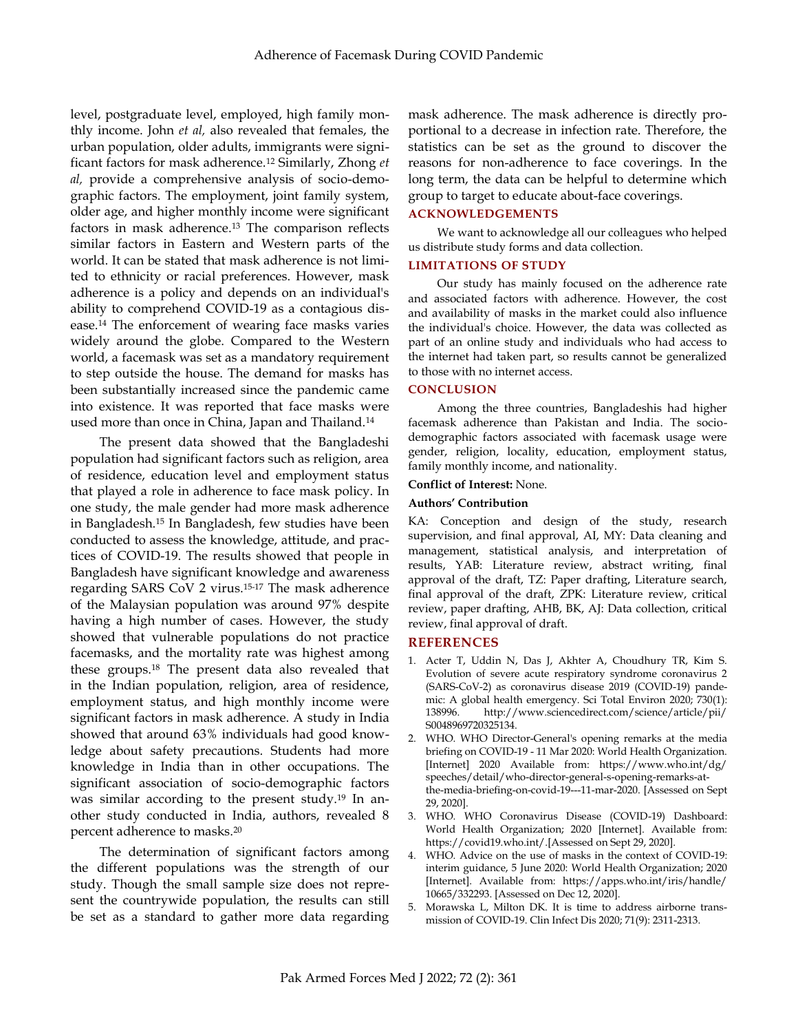level, postgraduate level, employed, high family monthly income. John *et al,* also revealed that females, the urban population, older adults, immigrants were significant factors for mask adherence.[12] Similarly, Zhong *et al,* provide a comprehensive analysis of socio-demographic factors. The employment, joint family system, older age, and higher monthly income were significant factors in mask adherence.[13] The comparison reflects similar factors in Eastern and Western parts of the world. It can be stated that mask adherence is not limited to ethnicity or racial preferences. However, mask adherence is a policy and depends on an individual's ability to comprehend COVID-19 as a contagious disease.[14] The enforcement of wearing face masks varies widely around the globe. Compared to the Western world, a facemask was set as a mandatory requirement to step outside the house. The demand for masks has been substantially increased since the pandemic came into existence. It was reported that face masks were used more than once in China, Japan and Thailand.[14]

The present data showed that the Bangladeshi population had significant factors such as religion, area of residence, education level and employment status that played a role in adherence to face mask policy. In one study, the male gender had more mask adherence in Bangladesh.[15] In Bangladesh, few studies have been conducted to assess the knowledge, attitude, and practices of COVID-19. The results showed that people in Bangladesh have significant knowledge and awareness regarding SARS CoV 2 virus.[15-17] The mask adherence of the Malaysian population was around 97% despite having a high number of cases. However, the study showed that vulnerable populations do not practice facemasks, and the mortality rate was highest among these groups.[18] The present data also revealed that in the Indian population, religion, area of residence, employment status, and high monthly income were significant factors in mask adherence. A study in India showed that around 63% individuals had good knowledge about safety precautions. Students had more knowledge in India than in other occupations. The significant association of socio-demographic factors was similar according to the present study.[19] In another study conducted in India, authors, revealed 8 percent adherence to masks.[20]

The determination of significant factors among the different populations was the strength of our study. Though the small sample size does not represent the countrywide population, the results can still be set as a standard to gather more data regarding mask adherence. The mask adherence is directly proportional to a decrease in infection rate. Therefore, the statistics can be set as the ground to discover the reasons for non-adherence to face coverings. In the long term, the data can be helpful to determine which group to target to educate about-face coverings.

## ACKNOWLEDGEMENTS

We want to acknowledge all our colleagues who helped us distribute study forms and data collection.

## LIMITATIONS OF STUDY

Our study has mainly focused on the adherence rate and associated factors with adherence. However, the cost and availability of masks in the market could also influence the individual's choice. However, the data was collected as part of an online study and individuals who had access to the internet had taken part, so results cannot be generalized to those with no internet access.

## CONCLUSION

Among the three countries, Bangladeshis had higher facemask adherence than Pakistan and India. The socio-demographic factors associated with facemask usage were gender, religion, locality, education, employment status, family monthly income, and nationality.

**Conflict of Interest:** None.

**Authors' Contribution**

KA: Conception and design of the study, research supervision, and final approval, AI, MY: Data cleaning and management, statistical analysis, and interpretation of results, YAB: Literature review, abstract writing, final approval of the draft, TZ: Paper drafting, Literature search, final approval of the draft, ZPK: Literature review, critical review, paper drafting, AHB, BK, AJ: Data collection, critical review, final approval of draft.

## REFERENCES

1. Acter T, Uddin N, Das J, Akhter A, Choudhury TR, Kim S. Evolution of severe acute respiratory syndrome coronavirus 2 (SARS-CoV-2) as coronavirus disease 2019 (COVID-19) pandemic: A global health emergency. Sci Total Environ 2020; 730(1): 138996. http://www.sciencedirect.com/science/article/pii/S0048969720325134.
2. WHO. WHO Director-General's opening remarks at the media briefing on COVID-19 - 11 Mar 2020: World Health Organization. [Internet] 2020 Available from: https://www.who.int/dg/speeches/detail/who-director-general-s-opening-remarks-at-the-media-briefing-on-covid-19---11-mar-2020. [Assessed on Sept 29, 2020].
3. WHO. WHO Coronavirus Disease (COVID-19) Dashboard: World Health Organization; 2020 [Internet]. Available from: https://covid19.who.int/.[Assessed on Sept 29, 2020].
4. WHO. Advice on the use of masks in the context of COVID-19: interim guidance, 5 June 2020: World Health Organization; 2020 [Internet]. Available from: https://apps.who.int/iris/handle/10665/332293. [Assessed on Dec 12, 2020].
5. Morawska L, Milton DK. It is time to address airborne transmission of COVID-19. Clin Infect Dis 2020; 71(9): 2311-2313.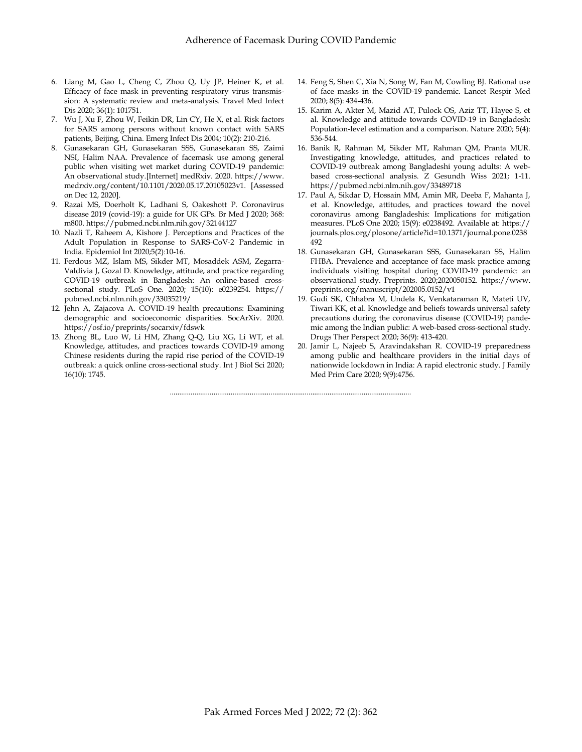6. Liang M, Gao L, Cheng C, Zhou Q, Uy JP, Heiner K, et al. Efficacy of face mask in preventing respiratory virus transmission: A systematic review and meta-analysis. Travel Med Infect Dis 2020; 36(1): 101751.
7. Wu J, Xu F, Zhou W, Feikin DR, Lin CY, He X, et al. Risk factors for SARS among persons without known contact with SARS patients, Beijing, China. Emerg Infect Dis 2004; 10(2): 210-216.
8. Gunasekaran GH, Gunasekaran SSS, Gunasekaran SS, Zaimi NSI, Halim NAA. Prevalence of facemask use among general public when visiting wet market during COVID-19 pandemic: An observational study.[Internet] medRxiv. 2020. https://www.medrxiv.org/content/10.1101/2020.05.17.20105023v1. [Assessed on Dec 12, 2020].
9. Razai MS, Doerholt K, Ladhani S, Oakeshott P. Coronavirus disease 2019 (covid-19): a guide for UK GPs. Br Med J 2020; 368: m800. https://pubmed.ncbi.nlm.nih.gov/32144127
10. Nazli T, Raheem A, Kishore J. Perceptions and Practices of the Adult Population in Response to SARS-CoV-2 Pandemic in India. Epidemiol Int 2020;5(2):10-16.
11. Ferdous MZ, Islam MS, Sikder MT, Mosaddek ASM, Zegarra-Valdivia J, Gozal D. Knowledge, attitude, and practice regarding COVID-19 outbreak in Bangladesh: An online-based cross-sectional study. PLoS One. 2020; 15(10): e0239254. https://pubmed.ncbi.nlm.nih.gov/33035219/
12. Jehn A, Zajacova A. COVID-19 health precautions: Examining demographic and socioeconomic disparities. SocArXiv. 2020. https://osf.io/preprints/socarxiv/fdswk
13. Zhong BL, Luo W, Li HM, Zhang Q-Q, Liu XG, Li WT, et al. Knowledge, attitudes, and practices towards COVID-19 among Chinese residents during the rapid rise period of the COVID-19 outbreak: a quick online cross-sectional study. Int J Biol Sci 2020; 16(10): 1745.
14. Feng S, Shen C, Xia N, Song W, Fan M, Cowling BJ. Rational use of face masks in the COVID-19 pandemic. Lancet Respir Med 2020; 8(5): 434-436.
15. Karim A, Akter M, Mazid AT, Pulock OS, Aziz TT, Hayee S, et al. Knowledge and attitude towards COVID-19 in Bangladesh: Population-level estimation and a comparison. Nature 2020; 5(4): 536-544.
16. Banik R, Rahman M, Sikder MT, Rahman QM, Pranta MUR. Investigating knowledge, attitudes, and practices related to COVID-19 outbreak among Bangladeshi young adults: A web-based cross-sectional analysis. Z Gesundh Wiss 2021; 1-11. https://pubmed.ncbi.nlm.nih.gov/33489718
17. Paul A, Sikdar D, Hossain MM, Amin MR, Deeba F, Mahanta J, et al. Knowledge, attitudes, and practices toward the novel coronavirus among Bangladeshis: Implications for mitigation measures. PLoS One 2020; 15(9): e0238492. Available at: https://journals.plos.org/plosone/article?id=10.1371/journal.pone.0238492
18. Gunasekaran GH, Gunasekaran SSS, Gunasekaran SS, Halim FHBA. Prevalence and acceptance of face mask practice among individuals visiting hospital during COVID-19 pandemic: an observational study. Preprints. 2020;2020050152. https://www.preprints.org/manuscript/202005.0152/v1
19. Gudi SK, Chhabra M, Undela K, Venkataraman R, Mateti UV, Tiwari KK, et al. Knowledge and beliefs towards universal safety precautions during the coronavirus disease (COVID-19) pandemic among the Indian public: A web-based cross-sectional study. Drugs Ther Perspect 2020; 36(9): 413-420.
20. Jamir L, Najeeb S, Aravindakshan R. COVID-19 preparedness among public and healthcare providers in the initial days of nationwide lockdown in India: A rapid electronic study. J Family Med Prim Care 2020; 9(9):4756.